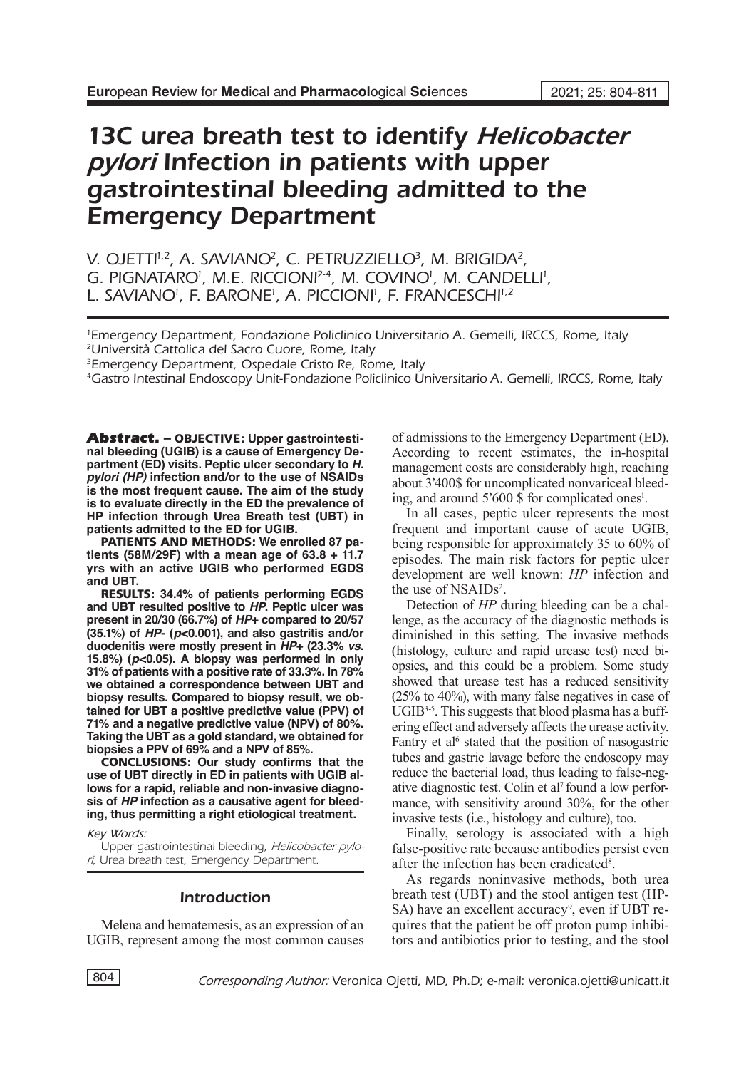# 13C urea breath test to identify *Helicobacter pylori* Infection in patients with upper gastrointestinal bleeding admitted to the Emergency Department

V. OJETTI[1,2], A. SAVIANO[2], C. PETRUZZIELLO[3], M. BRIGIDA[2], G. PIGNATARO[1], M.E. RICCIONI[2-4], M. COVINO[1], M. CANDELLI[1], L. SAVIANO[1], F. BARONE[1], A. PICCIONI[1], F. FRANCESCHI[1,2]

[1]Emergency Department, Fondazione Policlinico Universitario A. Gemelli, IRCCS, Rome, Italy
[2]Università Cattolica del Sacro Cuore, Rome, Italy
[3]Emergency Department, Ospedale Cristo Re, Rome, Italy
[4]Gastro Intestinal Endoscopy Unit-Fondazione Policlinico Universitario A. Gemelli, IRCCS, Rome, Italy

**Abstract. – OBJECTIVE: Upper gastrointestinal bleeding (UGIB) is a cause of Emergency Department (ED) visits. Peptic ulcer secondary to *H. pylori (HP)* infection and/or to the use of NSAIDs is the most frequent cause. The aim of the study is to evaluate directly in the ED the prevalence of HP infection through Urea Breath test (UBT) in patients admitted to the ED for UGIB.**

**PATIENTS AND METHODS: We enrolled 87 patients (58M/29F) with a mean age of 63.8 + 11.7 yrs with an active UGIB who performed EGDS and UBT.**

**RESULTS: 34.4% of patients performing EGDS and UBT resulted positive to *HP*. Peptic ulcer was present in 20/30 (66.7%) of *HP*+ compared to 20/57 (35.1%) of *HP*- (*p*<0.001), and also gastritis and/or duodenitis were mostly present in *HP*+ (23.3% *vs.* 15.8%) (*p*<0.05). A biopsy was performed in only 31% of patients with a positive rate of 33.3%. In 78% we obtained a correspondence between UBT and biopsy results. Compared to biopsy result, we obtained for UBT a positive predictive value (PPV) of 71% and a negative predictive value (NPV) of 80%. Taking the UBT as a gold standard, we obtained for biopsies a PPV of 69% and a NPV of 85%.**

**CONCLUSIONS: Our study confirms that the use of UBT directly in ED in patients with UGIB allows for a rapid, reliable and non-invasive diagnosis of *HP* infection as a causative agent for bleeding, thus permitting a right etiological treatment.**

*Key Words:*

Upper gastrointestinal bleeding, *Helicobacter pylori*, Urea breath test, Emergency Department.

## Introduction

Melena and hematemesis, as an expression of an UGIB, represent among the most common causes of admissions to the Emergency Department (ED). According to recent estimates, the in-hospital management costs are considerably high, reaching about 3'400$ for uncomplicated nonvariceal bleeding, and around 5'600 $ for complicated ones[1].

In all cases, peptic ulcer represents the most frequent and important cause of acute UGIB, being responsible for approximately 35 to 60% of episodes. The main risk factors for peptic ulcer development are well known: *HP* infection and the use of NSAIDs[2].

Detection of *HP* during bleeding can be a challenge, as the accuracy of the diagnostic methods is diminished in this setting. The invasive methods (histology, culture and rapid urease test) need biopsies, and this could be a problem. Some study showed that urease test has a reduced sensitivity (25% to 40%), with many false negatives in case of UGIB[3-5]. This suggests that blood plasma has a buffering effect and adversely affects the urease activity. Fantry et al[6] stated that the position of nasogastric tubes and gastric lavage before the endoscopy may reduce the bacterial load, thus leading to false-negative diagnostic test. Colin et al[7] found a low performance, with sensitivity around 30%, for the other invasive tests (i.e., histology and culture), too.

Finally, serology is associated with a high false-positive rate because antibodies persist even after the infection has been eradicated[8].

As regards noninvasive methods, both urea breath test (UBT) and the stool antigen test (HP-SA) have an excellent accuracy[9], even if UBT requires that the patient be off proton pump inhibitors and antibiotics prior to testing, and the stool

Corresponding Author: Veronica Ojetti, MD, Ph.D; e-mail: veronica.ojetti@unicatt.it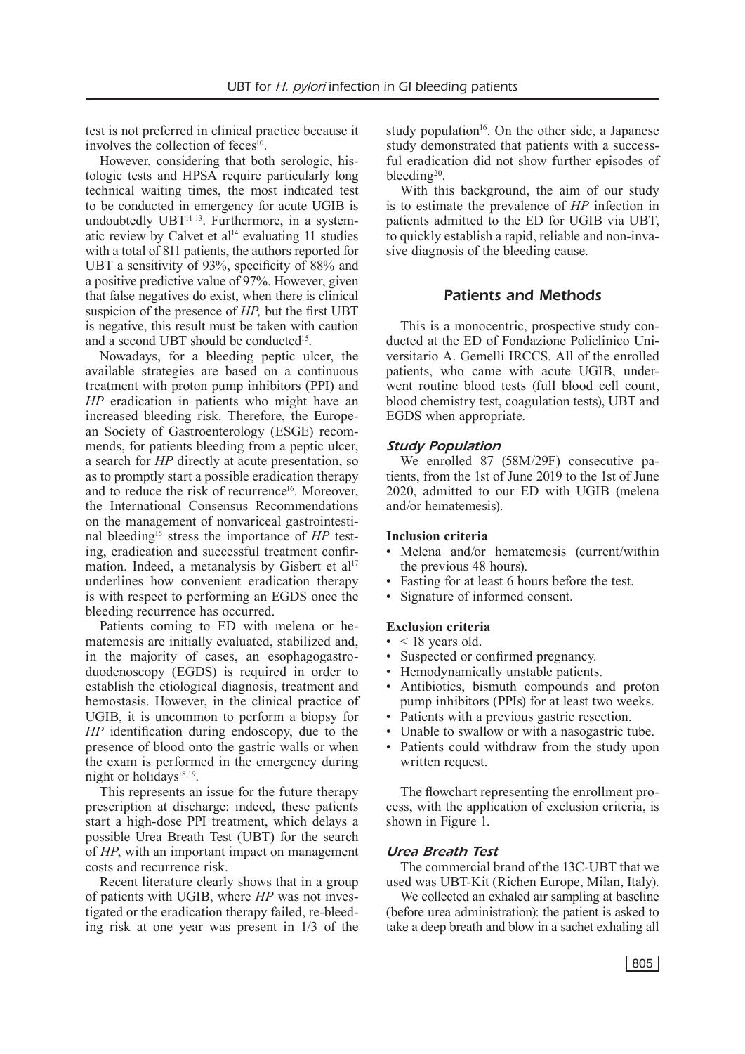test is not preferred in clinical practice because it involves the collection of feces[10].

However, considering that both serologic, histologic tests and HPSA require particularly long technical waiting times, the most indicated test to be conducted in emergency for acute UGIB is undoubtedly UBT[11-13]. Furthermore, in a systematic review by Calvet et al[14] evaluating 11 studies with a total of 811 patients, the authors reported for UBT a sensitivity of 93%, specificity of 88% and a positive predictive value of 97%. However, given that false negatives do exist, when there is clinical suspicion of the presence of *HP,* but the first UBT is negative, this result must be taken with caution and a second UBT should be conducted[15].

Nowadays, for a bleeding peptic ulcer, the available strategies are based on a continuous treatment with proton pump inhibitors (PPI) and *HP* eradication in patients who might have an increased bleeding risk. Therefore, the European Society of Gastroenterology (ESGE) recommends, for patients bleeding from a peptic ulcer, a search for *HP* directly at acute presentation, so as to promptly start a possible eradication therapy and to reduce the risk of recurrence[16]. Moreover, the International Consensus Recommendations on the management of nonvariceal gastrointestinal bleeding[15] stress the importance of *HP* testing, eradication and successful treatment confirmation. Indeed, a metanalysis by Gisbert et al[17] underlines how convenient eradication therapy is with respect to performing an EGDS once the bleeding recurrence has occurred.

Patients coming to ED with melena or hematemesis are initially evaluated, stabilized and, in the majority of cases, an esophagogastroduodenoscopy (EGDS) is required in order to establish the etiological diagnosis, treatment and hemostasis. However, in the clinical practice of UGIB, it is uncommon to perform a biopsy for *HP* identification during endoscopy, due to the presence of blood onto the gastric walls or when the exam is performed in the emergency during night or holidays[18,19].

This represents an issue for the future therapy prescription at discharge: indeed, these patients start a high-dose PPI treatment, which delays a possible Urea Breath Test (UBT) for the search of *HP*, with an important impact on management costs and recurrence risk.

Recent literature clearly shows that in a group of patients with UGIB, where *HP* was not investigated or the eradication therapy failed, re-bleeding risk at one year was present in 1/3 of the study population[16]. On the other side, a Japanese study demonstrated that patients with a successful eradication did not show further episodes of bleeding[20].

With this background, the aim of our study is to estimate the prevalence of *HP* infection in patients admitted to the ED for UGIB via UBT, to quickly establish a rapid, reliable and non-invasive diagnosis of the bleeding cause.

## Patients and Methods

This is a monocentric, prospective study conducted at the ED of Fondazione Policlinico Universitario A. Gemelli IRCCS. All of the enrolled patients, who came with acute UGIB, underwent routine blood tests (full blood cell count, blood chemistry test, coagulation tests), UBT and EGDS when appropriate.

### Study Population

We enrolled 87 (58M/29F) consecutive patients, from the 1st of June 2019 to the 1st of June 2020, admitted to our ED with UGIB (melena and/or hematemesis).

#### Inclusion criteria

- Melena and/or hematemesis (current/within the previous 48 hours).
- Fasting for at least 6 hours before the test.
- Signature of informed consent.

#### Exclusion criteria

- < 18 years old.
- Suspected or confirmed pregnancy.
- Hemodynamically unstable patients.
- Antibiotics, bismuth compounds and proton pump inhibitors (PPIs) for at least two weeks.
- Patients with a previous gastric resection.
- Unable to swallow or with a nasogastric tube.
- Patients could withdraw from the study upon written request.

The flowchart representing the enrollment process, with the application of exclusion criteria, is shown in Figure 1.

### Urea Breath Test

The commercial brand of the 13C-UBT that we used was UBT-Kit (Richen Europe, Milan, Italy).

We collected an exhaled air sampling at baseline (before urea administration): the patient is asked to take a deep breath and blow in a sachet exhaling all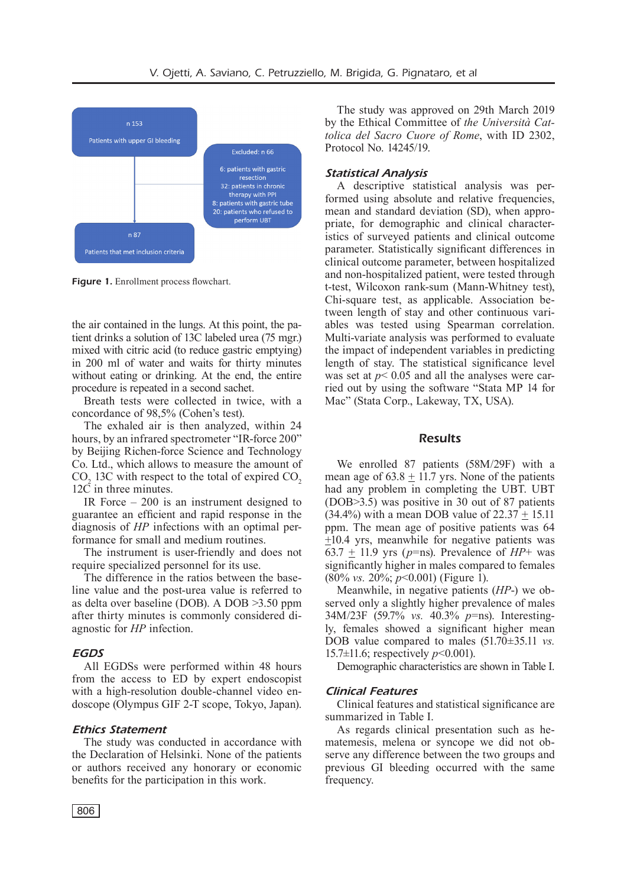n 153

Patients with upper GI bleeding

Excluded: n 66

6: patients with gastric resection
32: patients in chronic therapy with PPI
8: patients with gastric tube
20: patients who refused to perform UBT

n 87

Patients that met inclusion criteria

**Figure 1.** Enrollment process flowchart.

the air contained in the lungs. At this point, the patient drinks a solution of 13C labeled urea (75 mgr.) mixed with citric acid (to reduce gastric emptying) in 200 ml of water and waits for thirty minutes without eating or drinking. At the end, the entire procedure is repeated in a second sachet.

Breath tests were collected in twice, with a concordance of 98,5% (Cohen's test).

The exhaled air is then analyzed, within 24 hours, by an infrared spectrometer "IR-force 200" by Beijing Richen-force Science and Technology Co. Ltd., which allows to measure the amount of $CO_2$ 13C with respect to the total of expired $CO_2$ 12C in three minutes.

IR Force – 200 is an instrument designed to guarantee an efficient and rapid response in the diagnosis of *HP* infections with an optimal performance for small and medium routines.

The instrument is user-friendly and does not require specialized personnel for its use.

The difference in the ratios between the baseline value and the post-urea value is referred to as delta over baseline (DOB). A DOB >3.50 ppm after thirty minutes is commonly considered diagnostic for *HP* infection.

### EGDS

All EGDSs were performed within 48 hours from the access to ED by expert endoscopist with a high-resolution double-channel video endoscope (Olympus GIF 2-T scope, Tokyo, Japan).

### Ethics Statement

The study was conducted in accordance with the Declaration of Helsinki. None of the patients or authors received any honorary or economic benefits for the participation in this work.

The study was approved on 29th March 2019 by the Ethical Committee of *the Università Cattolica del Sacro Cuore of Rome*, with ID 2302, Protocol No. 14245/19.

### Statistical Analysis

A descriptive statistical analysis was performed using absolute and relative frequencies, mean and standard deviation (SD), when appropriate, for demographic and clinical characteristics of surveyed patients and clinical outcome parameter. Statistically significant differences in clinical outcome parameter, between hospitalized and non-hospitalized patient, were tested through t-test, Wilcoxon rank-sum (Mann-Whitney test), Chi-square test, as applicable. Association between length of stay and other continuous variables was tested using Spearman correlation. Multi-variate analysis was performed to evaluate the impact of independent variables in predicting length of stay. The statistical significance level was set at $p< 0.05$ and all the analyses were carried out by using the software "Stata MP 14 for Mac" (Stata Corp., Lakeway, TX, USA).

## Results

We enrolled 87 patients (58M/29F) with a mean age of 63.8 $\pm$ 11.7 yrs. None of the patients had any problem in completing the UBT. UBT (DOB>3.5) was positive in 30 out of 87 patients (34.4%) with a mean DOB value of 22.37 $\pm$ 15.11 ppm. The mean age of positive patients was 64 $\pm$10.4 yrs, meanwhile for negative patients was 63.7 $\pm$ 11.9 yrs ($p$=ns). Prevalence of *HP*+ was significantly higher in males compared to females (80% *vs.* 20%; $p$<0.001) (Figure 1).

Meanwhile, in negative patients (*HP*-) we observed only a slightly higher prevalence of males 34M/23F (59.7% *vs.* 40.3% $p$=ns). Interestingly, females showed a significant higher mean DOB value compared to males (51.70±35.11 *vs.* 15.7±11.6; respectively $p$<0.001).

Demographic characteristics are shown in Table I.

### Clinical Features

Clinical features and statistical significance are summarized in Table I.

As regards clinical presentation such as hematemesis, melena or syncope we did not observe any difference between the two groups and previous GI bleeding occurred with the same frequency.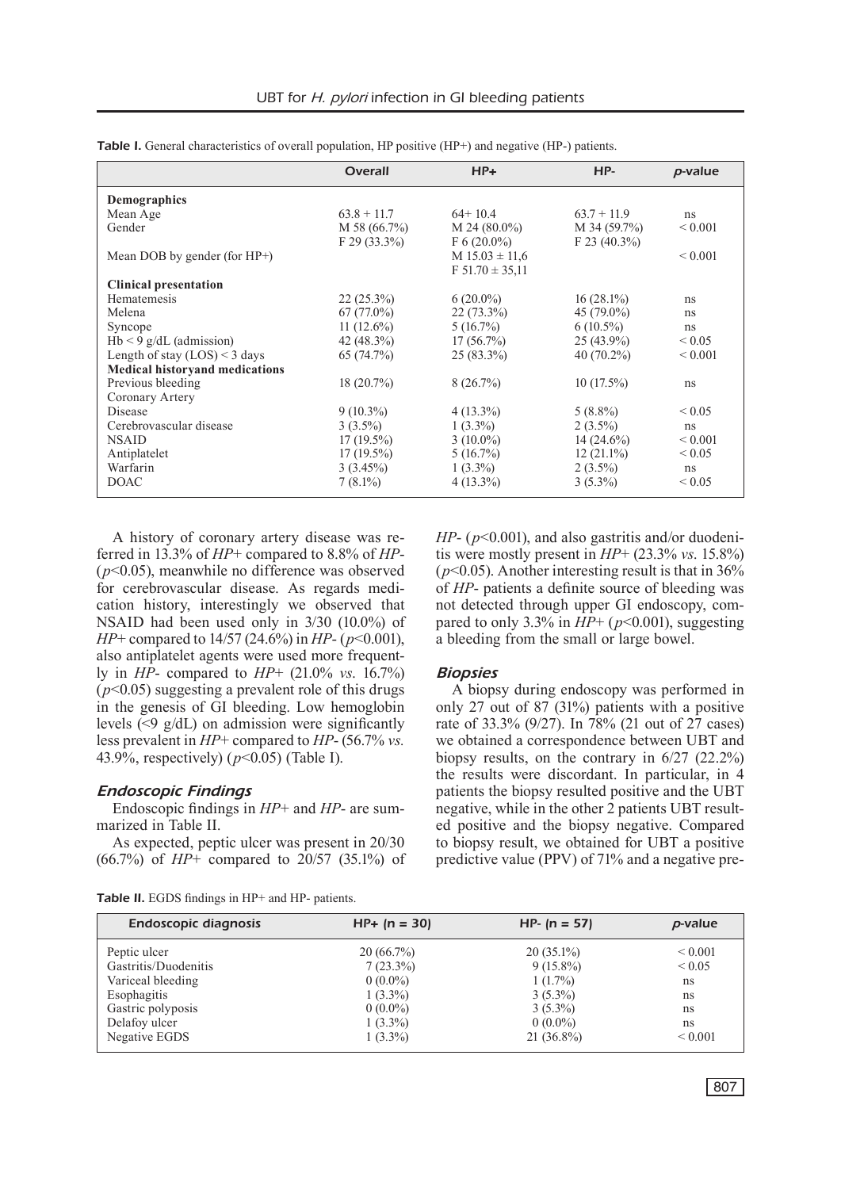**Table I.** General characteristics of overall population, HP positive (HP+) and negative (HP-) patients.

| | Overall | HP+ | HP- | *p*-value |
|---|---|---|---|---|
| **Demographics** | | | | |
| Mean Age | 63.8 + 11.7 | 64+ 10.4 | 63.7 + 11.9 | ns |
| Gender | M 58 (66.7%) F 29 (33.3%) | M 24 (80.0%) F 6 (20.0%) | M 34 (59.7%) F 23 (40.3%) | < 0.001 |
| Mean DOB by gender (for HP+) | | M 15.03 ± 11,6 F 51.70 ± 35,11 | | < 0.001 |
| **Clinical presentation** | | | | |
| Hematemesis | 22 (25.3%) | 6 (20.0%) | 16 (28.1%) | ns |
| Melena | 67 (77.0%) | 22 (73.3%) | 45 (79.0%) | ns |
| Syncope | 11 (12.6%) | 5 (16.7%) | 6 (10.5%) | ns |
| Hb < 9 g/dL (admission) | 42 (48.3%) | 17 (56.7%) | 25 (43.9%) | < 0.05 |
| Length of stay (LOS) < 3 days | 65 (74.7%) | 25 (83.3%) | 40 (70.2%) | < 0.001 |
| **Medical historyand medications** | | | | |
| Previous bleeding | 18 (20.7%) | 8 (26.7%) | 10 (17.5%) | ns |
| Coronary Artery Disease | 9 (10.3%) | 4 (13.3%) | 5 (8.8%) | < 0.05 |
| Cerebrovascular disease | 3 (3.5%) | 1 (3.3%) | 2 (3.5%) | ns |
| NSAID | 17 (19.5%) | 3 (10.0%) | 14 (24.6%) | < 0.001 |
| Antiplatelet | 17 (19.5%) | 5 (16.7%) | 12 (21.1%) | < 0.05 |
| Warfarin | 3 (3.45%) | 1 (3.3%) | 2 (3.5%) | ns |
| DOAC | 7 (8.1%) | 4 (13.3%) | 3 (5.3%) | < 0.05 |

A history of coronary artery disease was referred in 13.3% of *HP*+ compared to 8.8% of *HP*- ($p<0.05$), meanwhile no difference was observed for cerebrovascular disease. As regards medication history, interestingly we observed that NSAID had been used only in 3/30 (10.0%) of *HP*+ compared to 14/57 (24.6%) in *HP*- ($p<0.001$), also antiplatelet agents were used more frequently in *HP*- compared to *HP*+ (21.0% *vs.* 16.7%) ($p<0.05$) suggesting a prevalent role of this drugs in the genesis of GI bleeding. Low hemoglobin levels (<9 g/dL) on admission were significantly less prevalent in *HP*+ compared to *HP*- (56.7% *vs.* 43.9%, respectively) ($p<0.05$) (Table I).

### Endoscopic Findings

Endoscopic findings in *HP*+ and *HP*- are summarized in Table II.

As expected, peptic ulcer was present in 20/30 (66.7%) of *HP*+ compared to 20/57 (35.1%) of *HP*- ($p<0.001$), and also gastritis and/or duodenitis were mostly present in *HP*+ (23.3% *vs.* 15.8%) ($p<0.05$). Another interesting result is that in 36% of *HP*- patients a definite source of bleeding was not detected through upper GI endoscopy, compared to only 3.3% in *HP*+ ($p<0.001$), suggesting a bleeding from the small or large bowel.

### Biopsies

A biopsy during endoscopy was performed in only 27 out of 87 (31%) patients with a positive rate of 33.3% (9/27). In 78% (21 out of 27 cases) we obtained a correspondence between UBT and biopsy results, on the contrary in 6/27 (22.2%) the results were discordant. In particular, in 4 patients the biopsy resulted positive and the UBT negative, while in the other 2 patients UBT resulted positive and the biopsy negative. Compared to biopsy result, we obtained for UBT a positive predictive value (PPV) of 71% and a negative pre-

**Table II.** EGDS findings in HP+ and HP- patients.

| Endoscopic diagnosis | HP+ (n = 30) | HP- (n = 57) | *p*-value |
|---|---|---|---|
| Peptic ulcer | 20 (66.7%) | 20 (35.1%) | < 0.001 |
| Gastritis/Duodenitis | 7 (23.3%) | 9 (15.8%) | < 0.05 |
| Variceal bleeding | 0 (0.0%) | 1 (1.7%) | ns |
| Esophagitis | 1 (3.3%) | 3 (5.3%) | ns |
| Gastric polyposis | 0 (0.0%) | 3 (5.3%) | ns |
| Delafoy ulcer | 1 (3.3%) | 0 (0.0%) | ns |
| Negative EGDS | 1 (3.3%) | 21 (36.8%) | < 0.001 |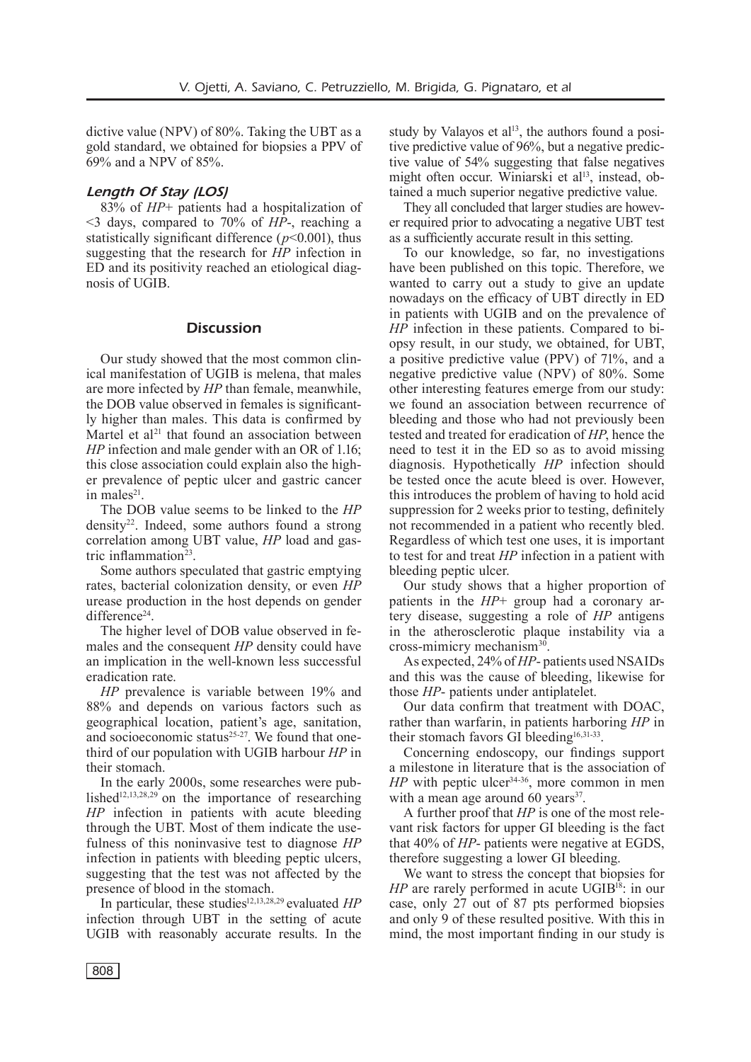dictive value (NPV) of 80%. Taking the UBT as a gold standard, we obtained for biopsies a PPV of 69% and a NPV of 85%.

### *Length Of Stay (LOS)*

83% of *HP*+ patients had a hospitalization of <3 days, compared to 70% of *HP*-, reaching a statistically significant difference ($p$<0.001), thus suggesting that the research for *HP* infection in ED and its positivity reached an etiological diagnosis of UGIB.

## Discussion

Our study showed that the most common clinical manifestation of UGIB is melena, that males are more infected by *HP* than female, meanwhile, the DOB value observed in females is significantly higher than males. This data is confirmed by Martel et al[21] that found an association between *HP* infection and male gender with an OR of 1.16; this close association could explain also the higher prevalence of peptic ulcer and gastric cancer in males[21].

The DOB value seems to be linked to the *HP* density[22]. Indeed, some authors found a strong correlation among UBT value, *HP* load and gastric inflammation[23].

Some authors speculated that gastric emptying rates, bacterial colonization density, or even *HP* urease production in the host depends on gender difference[24].

The higher level of DOB value observed in females and the consequent *HP* density could have an implication in the well-known less successful eradication rate.

*HP* prevalence is variable between 19% and 88% and depends on various factors such as geographical location, patient's age, sanitation, and socioeconomic status[25-27]. We found that one-third of our population with UGIB harbour *HP* in their stomach.

In the early 2000s, some researches were published[12,13,28,29] on the importance of researching *HP* infection in patients with acute bleeding through the UBT. Most of them indicate the usefulness of this noninvasive test to diagnose *HP* infection in patients with bleeding peptic ulcers, suggesting that the test was not affected by the presence of blood in the stomach.

In particular, these studies[12,13,28,29] evaluated *HP* infection through UBT in the setting of acute UGIB with reasonably accurate results. In the study by Valayos et al[13], the authors found a positive predictive value of 96%, but a negative predictive value of 54% suggesting that false negatives might often occur. Winiarski et al[13], instead, obtained a much superior negative predictive value.

They all concluded that larger studies are however required prior to advocating a negative UBT test as a sufficiently accurate result in this setting.

To our knowledge, so far, no investigations have been published on this topic. Therefore, we wanted to carry out a study to give an update nowadays on the efficacy of UBT directly in ED in patients with UGIB and on the prevalence of *HP* infection in these patients. Compared to biopsy result, in our study, we obtained, for UBT, a positive predictive value (PPV) of 71%, and a negative predictive value (NPV) of 80%. Some other interesting features emerge from our study: we found an association between recurrence of bleeding and those who had not previously been tested and treated for eradication of *HP*, hence the need to test it in the ED so as to avoid missing diagnosis. Hypothetically *HP* infection should be tested once the acute bleed is over. However, this introduces the problem of having to hold acid suppression for 2 weeks prior to testing, definitely not recommended in a patient who recently bled. Regardless of which test one uses, it is important to test for and treat *HP* infection in a patient with bleeding peptic ulcer.

Our study shows that a higher proportion of patients in the *HP*+ group had a coronary artery disease, suggesting a role of *HP* antigens in the atherosclerotic plaque instability via a cross-mimicry mechanism[30].

As expected, 24% of *HP*- patients used NSAIDs and this was the cause of bleeding, likewise for those *HP*- patients under antiplatelet.

Our data confirm that treatment with DOAC, rather than warfarin, in patients harboring *HP* in their stomach favors GI bleeding[16,31-33].

Concerning endoscopy, our findings support a milestone in literature that is the association of *HP* with peptic ulcer[34-36], more common in men with a mean age around 60 years[37].

A further proof that *HP* is one of the most relevant risk factors for upper GI bleeding is the fact that 40% of *HP*- patients were negative at EGDS, therefore suggesting a lower GI bleeding.

We want to stress the concept that biopsies for *HP* are rarely performed in acute UGIB[18]: in our case, only 27 out of 87 pts performed biopsies and only 9 of these resulted positive. With this in mind, the most important finding in our study is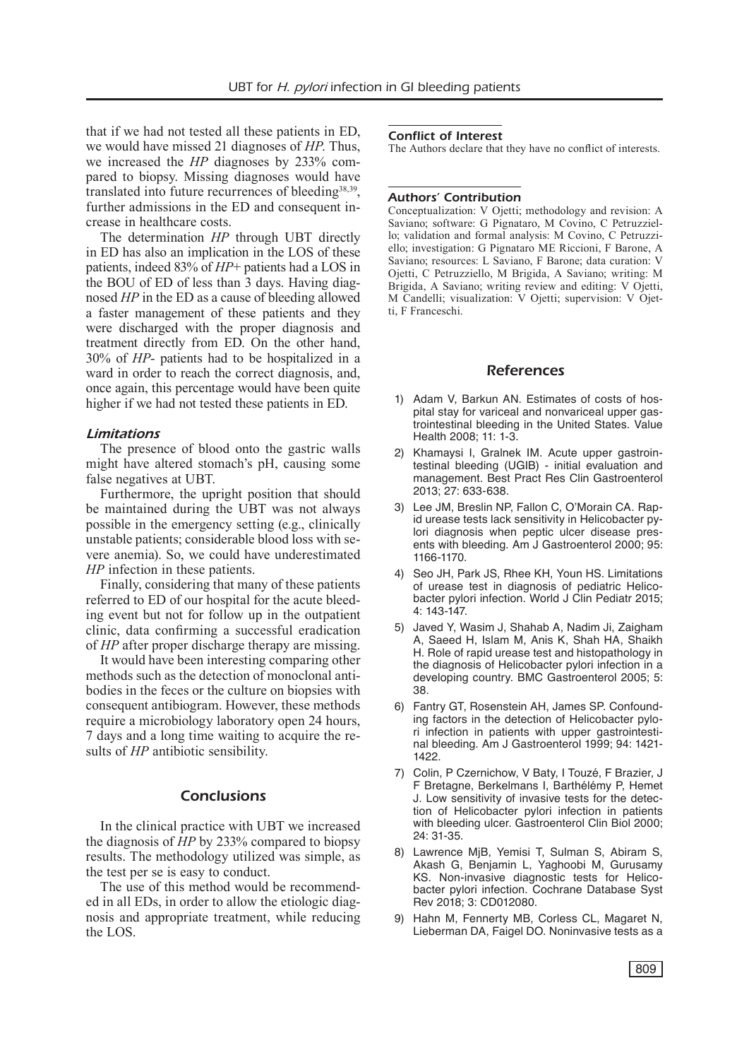that if we had not tested all these patients in ED, we would have missed 21 diagnoses of *HP*. Thus, we increased the *HP* diagnoses by 233% compared to biopsy. Missing diagnoses would have translated into future recurrences of bleeding[38,39], further admissions in the ED and consequent increase in healthcare costs.

The determination *HP* through UBT directly in ED has also an implication in the LOS of these patients, indeed 83% of *HP*+ patients had a LOS in the BOU of ED of less than 3 days. Having diagnosed *HP* in the ED as a cause of bleeding allowed a faster management of these patients and they were discharged with the proper diagnosis and treatment directly from ED. On the other hand, 30% of *HP*- patients had to be hospitalized in a ward in order to reach the correct diagnosis, and, once again, this percentage would have been quite higher if we had not tested these patients in ED.

### *Limitations*

The presence of blood onto the gastric walls might have altered stomach's pH, causing some false negatives at UBT.

Furthermore, the upright position that should be maintained during the UBT was not always possible in the emergency setting (e.g., clinically unstable patients; considerable blood loss with severe anemia). So, we could have underestimated *HP* infection in these patients.

Finally, considering that many of these patients referred to ED of our hospital for the acute bleeding event but not for follow up in the outpatient clinic, data confirming a successful eradication of *HP* after proper discharge therapy are missing.

It would have been interesting comparing other methods such as the detection of monoclonal antibodies in the feces or the culture on biopsies with consequent antibiogram. However, these methods require a microbiology laboratory open 24 hours, 7 days and a long time waiting to acquire the results of *HP* antibiotic sensibility.

## Conclusions

In the clinical practice with UBT we increased the diagnosis of *HP* by 233% compared to biopsy results. The methodology utilized was simple, as the test per se is easy to conduct.

The use of this method would be recommended in all EDs, in order to allow the etiologic diagnosis and appropriate treatment, while reducing the LOS.

### Conflict of Interest

The Authors declare that they have no conflict of interests.

### Authors' Contribution

Conceptualization: V Ojetti; methodology and revision: A Saviano; software: G Pignataro, M Covino, C Petruzziello; validation and formal analysis: M Covino, C Petruzziello; investigation: G Pignataro ME Riccioni, F Barone, A Saviano; resources: L Saviano, F Barone; data curation: V Ojetti, C Petruzziello, M Brigida, A Saviano; writing: M Brigida, A Saviano; writing review and editing: V Ojetti, M Candelli; visualization: V Ojetti; supervision: V Ojetti, F Franceschi.

## References

1) Adam V, Barkun AN. Estimates of costs of hospital stay for variceal and nonvariceal upper gastrointestinal bleeding in the United States. Value Health 2008; 11: 1-3.
2) Khamaysi I, Gralnek IM. Acute upper gastrointestinal bleeding (UGIB) - initial evaluation and management. Best Pract Res Clin Gastroenterol 2013; 27: 633-638.
3) Lee JM, Breslin NP, Fallon C, O'Morain CA. Rapid urease tests lack sensitivity in Helicobacter pylori diagnosis when peptic ulcer disease presents with bleeding. Am J Gastroenterol 2000; 95: 1166-1170.
4) Seo JH, Park JS, Rhee KH, Youn HS. Limitations of urease test in diagnosis of pediatric Helicobacter pylori infection. World J Clin Pediatr 2015; 4: 143-147.
5) Javed Y, Wasim J, Shahab A, Nadim Ji, Zaigham A, Saeed H, Islam M, Anis K, Shah HA, Shaikh H. Role of rapid urease test and histopathology in the diagnosis of Helicobacter pylori infection in a developing country. BMC Gastroenterol 2005; 5: 38.
6) Fantry GT, Rosenstein AH, James SP. Confounding factors in the detection of Helicobacter pylori infection in patients with upper gastrointestinal bleeding. Am J Gastroenterol 1999; 94: 1421-1422.
7) Colin, P Czernichow, V Baty, I Touzé, F Brazier, J F Bretagne, Berkelmans I, Barthélémy P, Hemet J. Low sensitivity of invasive tests for the detection of Helicobacter pylori infection in patients with bleeding ulcer. Gastroenterol Clin Biol 2000; 24: 31-35.
8) Lawrence MjB, Yemisi T, Sulman S, Abiram S, Akash G, Benjamin L, Yaghoobi M, Gurusamy KS. Non-invasive diagnostic tests for Helicobacter pylori infection. Cochrane Database Syst Rev 2018; 3: CD012080.
9) Hahn M, Fennerty MB, Corless CL, Magaret N, Lieberman DA, Faigel DO. Noninvasive tests as a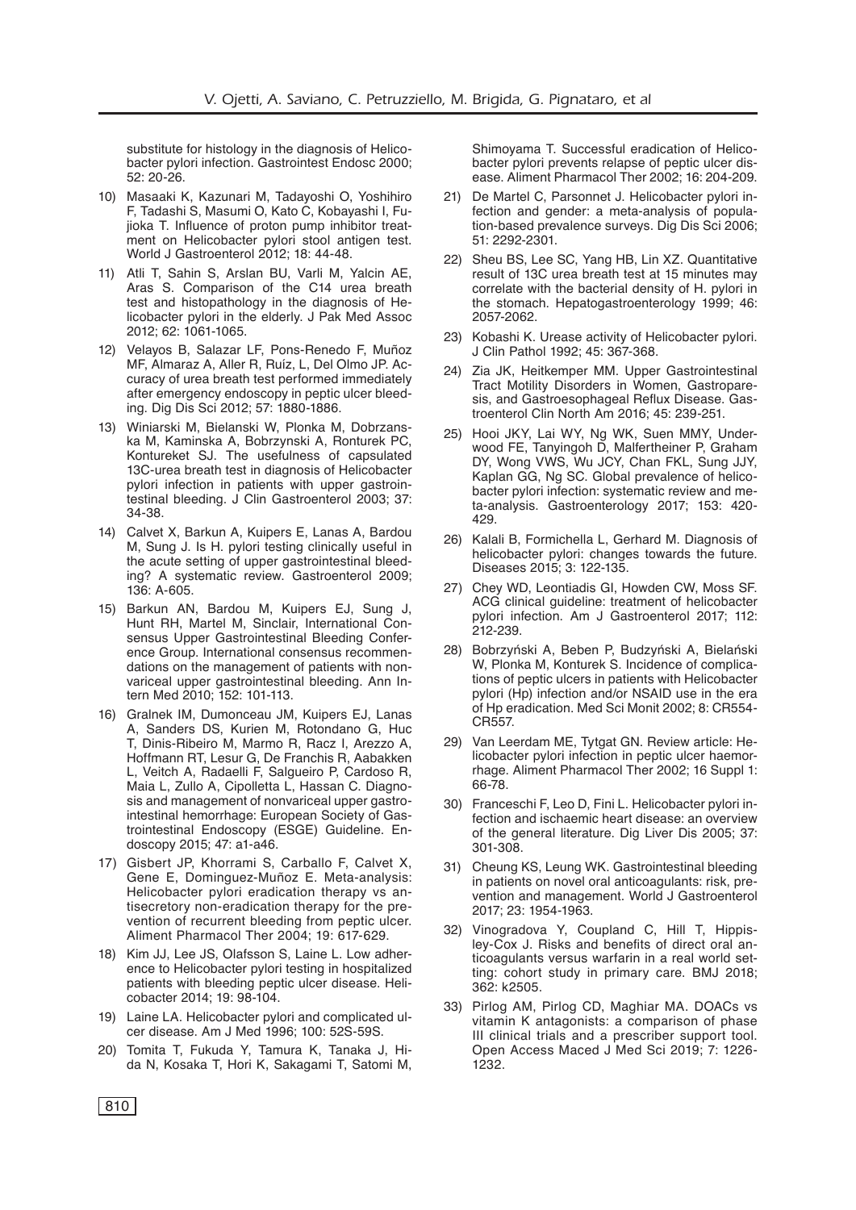substitute for histology in the diagnosis of Helicobacter pylori infection. Gastrointest Endosc 2000; 52: 20-26.

10) Masaaki K, Kazunari M, Tadayoshi O, Yoshihiro F, Tadashi S, Masumi O, Kato C, Kobayashi I, Fujioka T. Influence of proton pump inhibitor treatment on Helicobacter pylori stool antigen test. World J Gastroenterol 2012; 18: 44-48.

11) Atli T, Sahin S, Arslan BU, Varli M, Yalcin AE, Aras S. Comparison of the C14 urea breath test and histopathology in the diagnosis of Helicobacter pylori in the elderly. J Pak Med Assoc 2012; 62: 1061-1065.

12) Velayos B, Salazar LF, Pons-Renedo F, Muñoz MF, Almaraz A, Aller R, Ruíz, L, Del Olmo JP. Accuracy of urea breath test performed immediately after emergency endoscopy in peptic ulcer bleeding. Dig Dis Sci 2012; 57: 1880-1886.

13) Winiarski M, Bielanski W, Plonka M, Dobrzanska M, Kaminska A, Bobrzynski A, Ronturek PC, Kontureket SJ. The usefulness of capsulated 13C-urea breath test in diagnosis of Helicobacter pylori infection in patients with upper gastrointestinal bleeding. J Clin Gastroenterol 2003; 37: 34-38.

14) Calvet X, Barkun A, Kuipers E, Lanas A, Bardou M, Sung J. Is H. pylori testing clinically useful in the acute setting of upper gastrointestinal bleeding? A systematic review. Gastroenterol 2009; 136: A-605.

15) Barkun AN, Bardou M, Kuipers EJ, Sung J, Hunt RH, Martel M, Sinclair, International Consensus Upper Gastrointestinal Bleeding Conference Group. International consensus recommendations on the management of patients with nonvariceal upper gastrointestinal bleeding. Ann Intern Med 2010; 152: 101-113.

16) Gralnek IM, Dumonceau JM, Kuipers EJ, Lanas A, Sanders DS, Kurien M, Rotondano G, Huc T, Dinis-Ribeiro M, Marmo R, Racz I, Arezzo A, Hoffmann RT, Lesur G, De Franchis R, Aabakken L, Veitch A, Radaelli F, Salgueiro P, Cardoso R, Maia L, Zullo A, Cipolletta L, Hassan C. Diagnosis and management of nonvariceal upper gastrointestinal hemorrhage: European Society of Gastrointestinal Endoscopy (ESGE) Guideline. Endoscopy 2015; 47: a1-a46.

17) Gisbert JP, Khorrami S, Carballo F, Calvet X, Gene E, Dominguez-Muñoz E. Meta-analysis: Helicobacter pylori eradication therapy vs antisecretory non-eradication therapy for the prevention of recurrent bleeding from peptic ulcer. Aliment Pharmacol Ther 2004; 19: 617-629.

18) Kim JJ, Lee JS, Olafsson S, Laine L. Low adherence to Helicobacter pylori testing in hospitalized patients with bleeding peptic ulcer disease. Helicobacter 2014; 19: 98-104.

19) Laine LA. Helicobacter pylori and complicated ulcer disease. Am J Med 1996; 100: 52S-59S.

20) Tomita T, Fukuda Y, Tamura K, Tanaka J, Hida N, Kosaka T, Hori K, Sakagami T, Satomi M, Shimoyama T. Successful eradication of Helicobacter pylori prevents relapse of peptic ulcer disease. Aliment Pharmacol Ther 2002; 16: 204-209.

21) De Martel C, Parsonnet J. Helicobacter pylori infection and gender: a meta-analysis of population-based prevalence surveys. Dig Dis Sci 2006; 51: 2292-2301.

22) Sheu BS, Lee SC, Yang HB, Lin XZ. Quantitative result of 13C urea breath test at 15 minutes may correlate with the bacterial density of H. pylori in the stomach. Hepatogastroenterology 1999; 46: 2057-2062.

23) Kobashi K. Urease activity of Helicobacter pylori. J Clin Pathol 1992; 45: 367-368.

24) Zia JK, Heitkemper MM. Upper Gastrointestinal Tract Motility Disorders in Women, Gastroparesis, and Gastroesophageal Reflux Disease. Gastroenterol Clin North Am 2016; 45: 239-251.

25) Hooi JKY, Lai WY, Ng WK, Suen MMY, Underwood FE, Tanyingoh D, Malfertheiner P, Graham DY, Wong VWS, Wu JCY, Chan FKL, Sung JJY, Kaplan GG, Ng SC. Global prevalence of helicobacter pylori infection: systematic review and meta-analysis. Gastroenterology 2017; 153: 420-429.

26) Kalali B, Formichella L, Gerhard M. Diagnosis of helicobacter pylori: changes towards the future. Diseases 2015; 3: 122-135.

27) Chey WD, Leontiadis GI, Howden CW, Moss SF. ACG clinical guideline: treatment of helicobacter pylori infection. Am J Gastroenterol 2017; 112: 212-239.

28) Bobrzyński A, Beben P, Budzyński A, Bielański W, Plonka M, Konturek S. Incidence of complications of peptic ulcers in patients with Helicobacter pylori (Hp) infection and/or NSAID use in the era of Hp eradication. Med Sci Monit 2002; 8: CR554-CR557.

29) Van Leerdam ME, Tytgat GN. Review article: Helicobacter pylori infection in peptic ulcer haemorrhage. Aliment Pharmacol Ther 2002; 16 Suppl 1: 66-78.

30) Franceschi F, Leo D, Fini L. Helicobacter pylori infection and ischaemic heart disease: an overview of the general literature. Dig Liver Dis 2005; 37: 301-308.

31) Cheung KS, Leung WK. Gastrointestinal bleeding in patients on novel oral anticoagulants: risk, prevention and management. World J Gastroenterol 2017; 23: 1954-1963.

32) Vinogradova Y, Coupland C, Hill T, Hippisley-Cox J. Risks and benefits of direct oral anticoagulants versus warfarin in a real world setting: cohort study in primary care. BMJ 2018; 362: k2505.

33) Pirlog AM, Pirlog CD, Maghiar MA. DOACs vs vitamin K antagonists: a comparison of phase III clinical trials and a prescriber support tool. Open Access Maced J Med Sci 2019; 7: 1226-1232.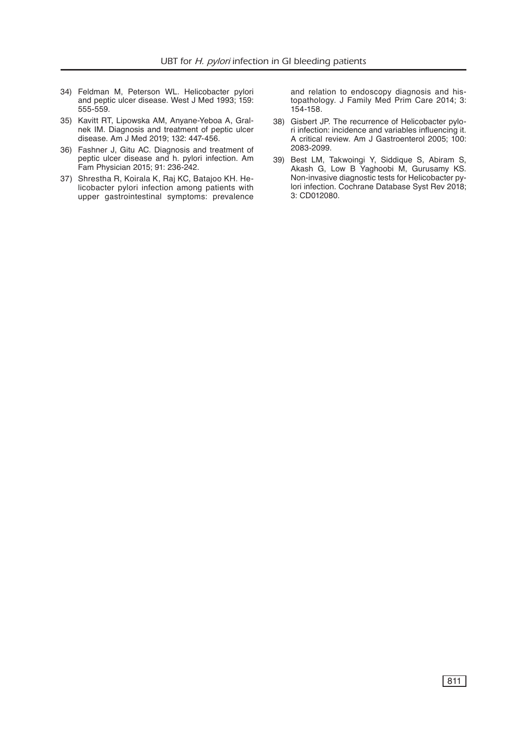34) Feldman M, Peterson WL. Helicobacter pylori and peptic ulcer disease. West J Med 1993; 159: 555-559.

35) Kavitt RT, Lipowska AM, Anyane-Yeboa A, Gralnek IM. Diagnosis and treatment of peptic ulcer disease. Am J Med 2019; 132: 447-456.

36) Fashner J, Gitu AC. Diagnosis and treatment of peptic ulcer disease and h. pylori infection. Am Fam Physician 2015; 91: 236-242.

37) Shrestha R, Koirala K, Raj KC, Batajoo KH. Helicobacter pylori infection among patients with upper gastrointestinal symptoms: prevalence and relation to endoscopy diagnosis and histopathology. J Family Med Prim Care 2014; 3: 154-158.

38) Gisbert JP. The recurrence of Helicobacter pylori infection: incidence and variables influencing it. A critical review. Am J Gastroenterol 2005; 100: 2083-2099.

39) Best LM, Takwoingi Y, Siddique S, Abiram S, Akash G, Low B Yaghoobi M, Gurusamy KS. Non-invasive diagnostic tests for Helicobacter pylori infection. Cochrane Database Syst Rev 2018; 3: CD012080.